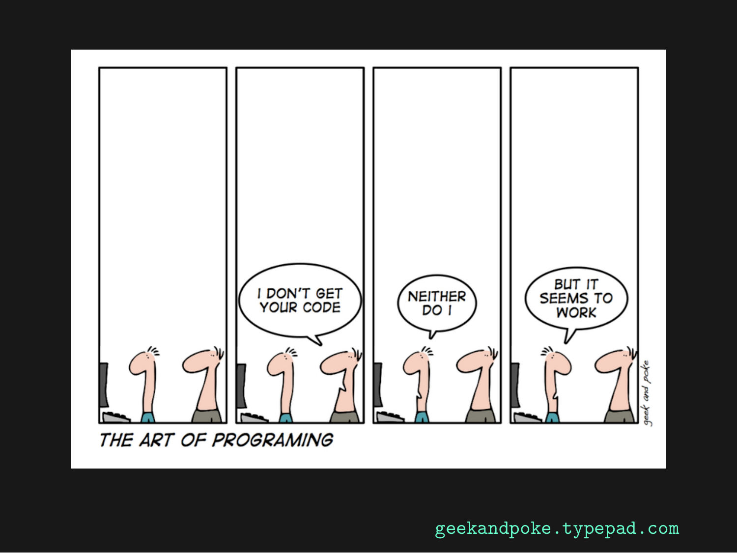I DON'T GET YOUR CODE

NEITHER DO I

BUT IT SEEMS TO WORK

THE ART OF PROGRAMING

geek and poke

geekandpoke.typepad.com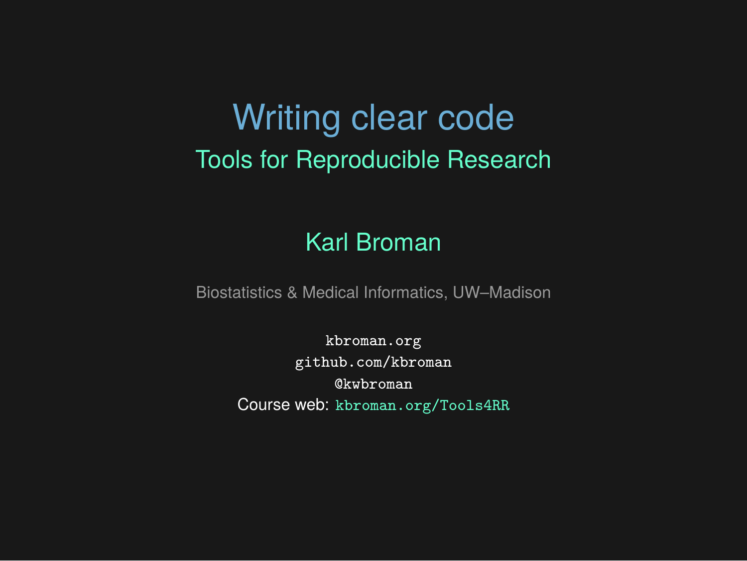# Writing clear code

## Tools for Reproducible Research

Karl Broman

Biostatistics & Medical Informatics, UW–Madison

`kbroman.org`
`github.com/kbroman`
`@kwbroman`
Course web: `kbroman.org/Tools4RR`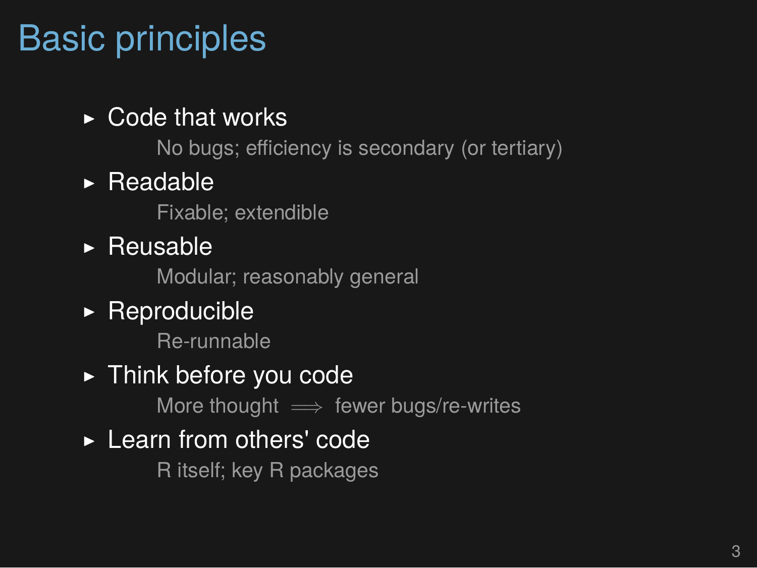# Basic principles

- Code that works
  
  No bugs; efficiency is secondary (or tertiary)

- Readable
  
  Fixable; extendible

- Reusable
  
  Modular; reasonably general

- Reproducible
  
  Re-runnable

- Think before you code
  
  More thought $\Longrightarrow$ fewer bugs/re-writes

- Learn from others' code
  
  R itself; key R packages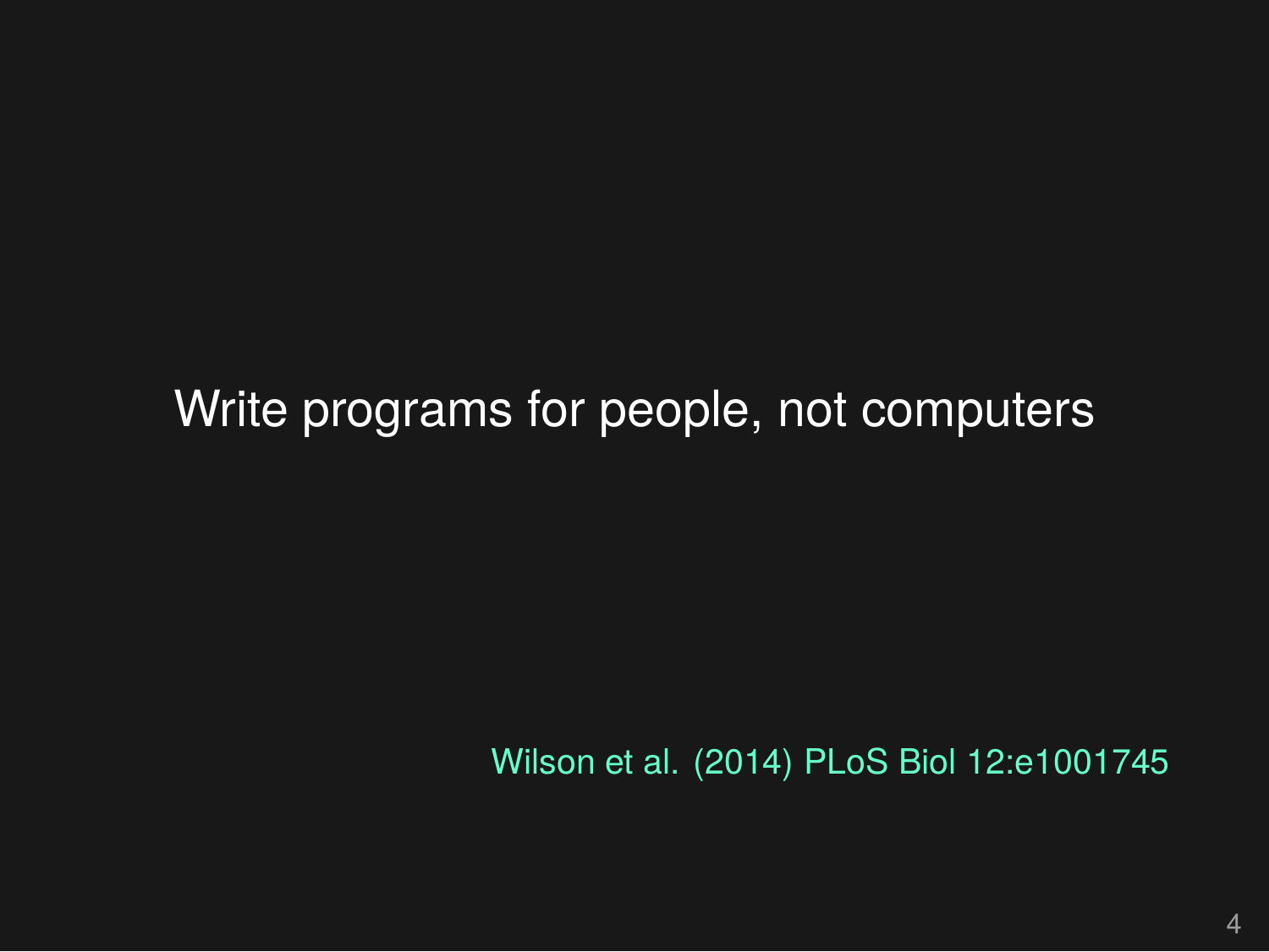Write programs for people, not computers

Wilson et al. (2014) PLoS Biol 12:e1001745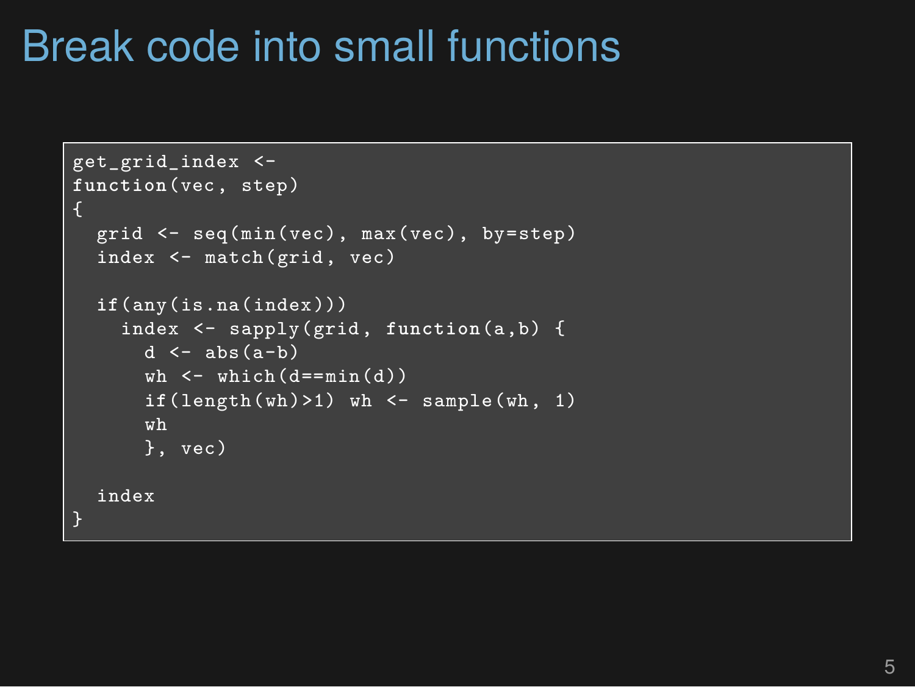# Break code into small functions

```
get_grid_index <-
function(vec, step)
{
  grid <- seq(min(vec), max(vec), by=step)
  index <- match(grid, vec)

  if(any(is.na(index)))
    index <- sapply(grid, function(a,b) {
      d <- abs(a-b)
      wh <- which(d==min(d))
      if(length(wh)>1) wh <- sample(wh, 1)
      wh
      }, vec)

  index
}
```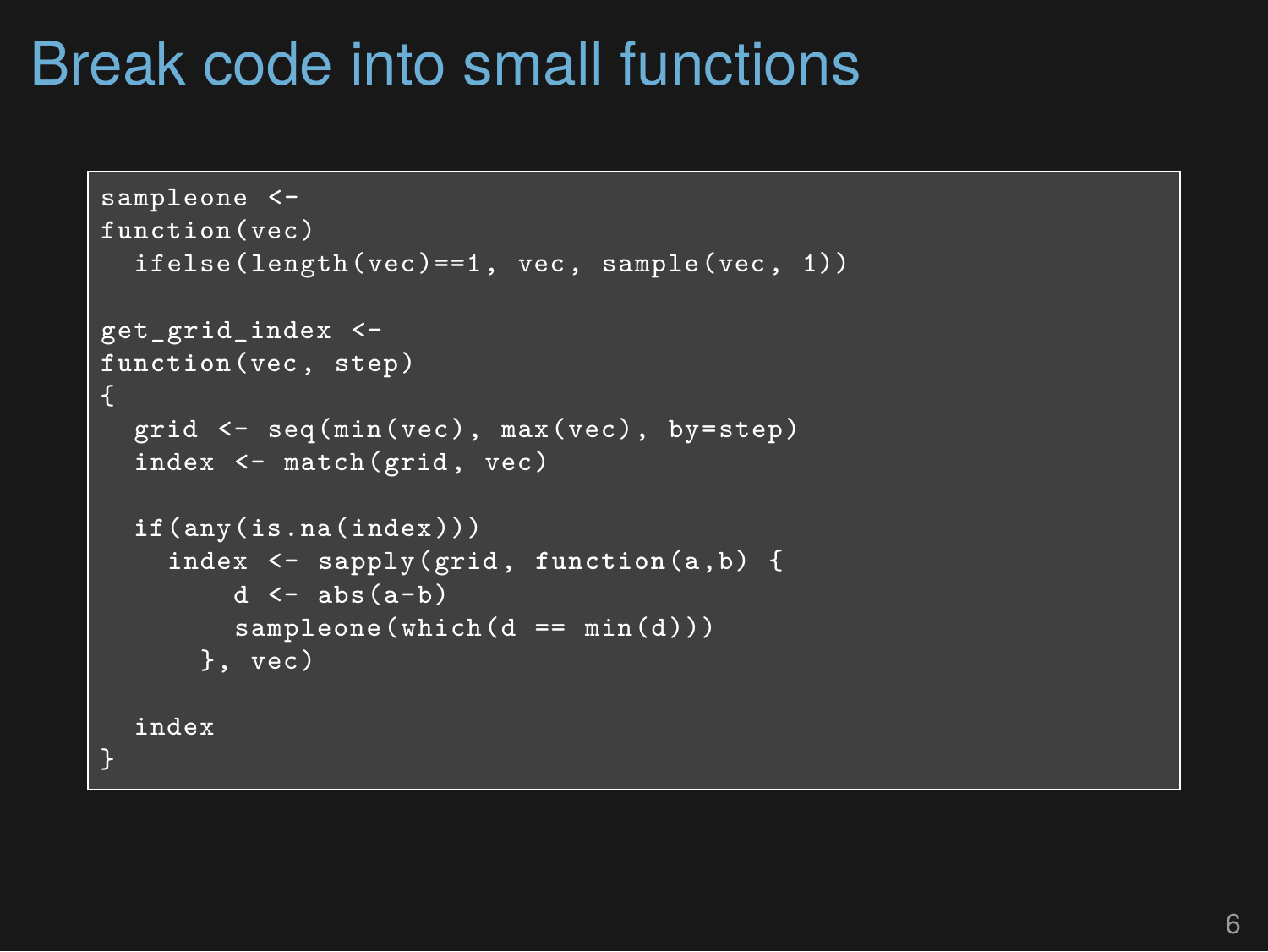# Break code into small functions

```
sampleone <-
function(vec)
  ifelse(length(vec)==1, vec, sample(vec, 1))

get_grid_index <-
function(vec, step)
{
  grid <- seq(min(vec), max(vec), by=step)
  index <- match(grid, vec)

  if(any(is.na(index)))
    index <- sapply(grid, function(a,b) {
        d <- abs(a-b)
        sampleone(which(d == min(d)))
      }, vec)

  index
}
```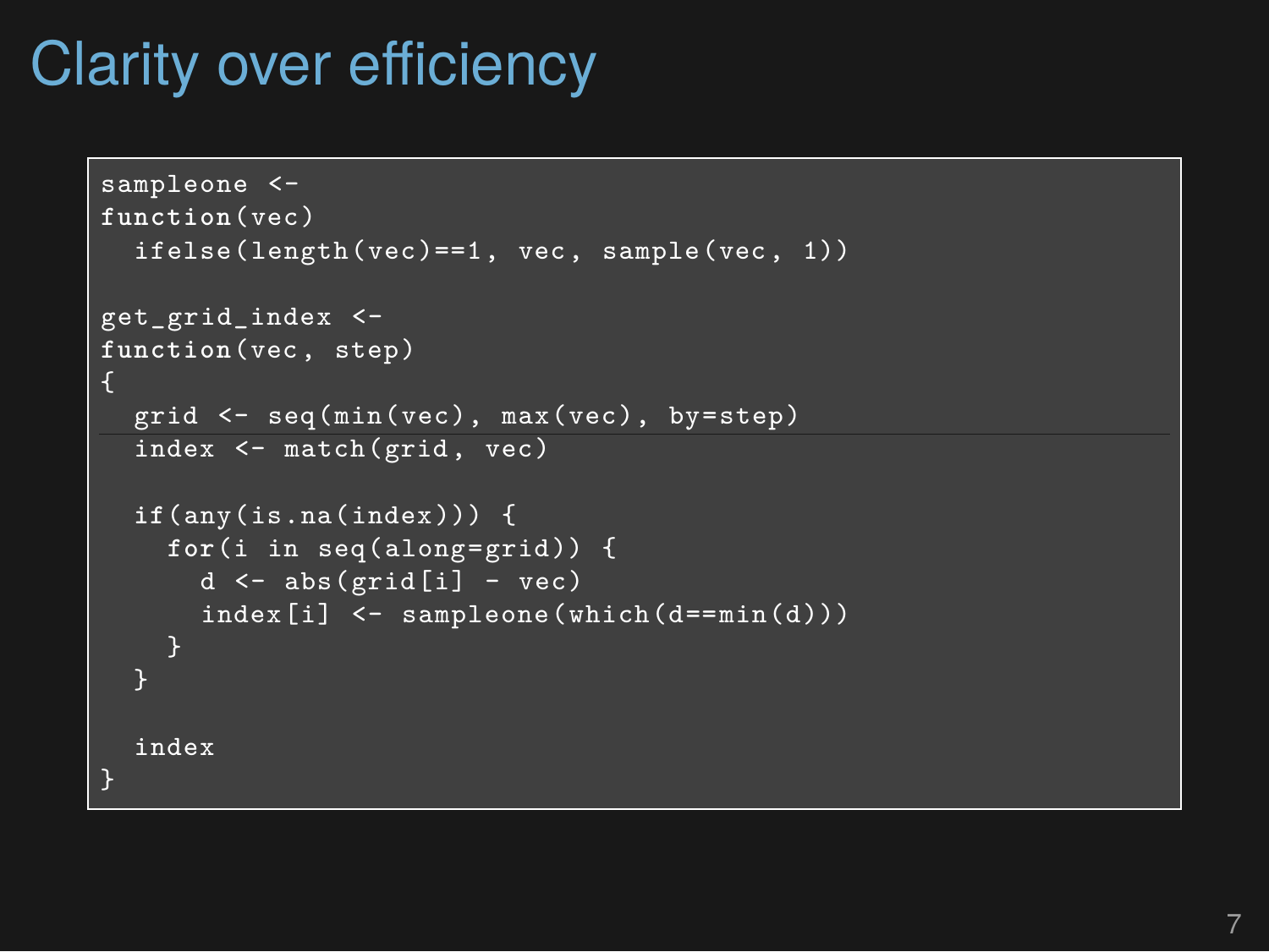# Clarity over efficiency

```
sampleone <-
function(vec)
  ifelse(length(vec)==1, vec, sample(vec, 1))

get_grid_index <-
function(vec, step)
{
  grid <- seq(min(vec), max(vec), by=step)
  index <- match(grid, vec)

  if(any(is.na(index))) {
    for(i in seq(along=grid)) {
      d <- abs(grid[i] - vec)
      index[i] <- sampleone(which(d==min(d)))
    }
  }

  index
}
```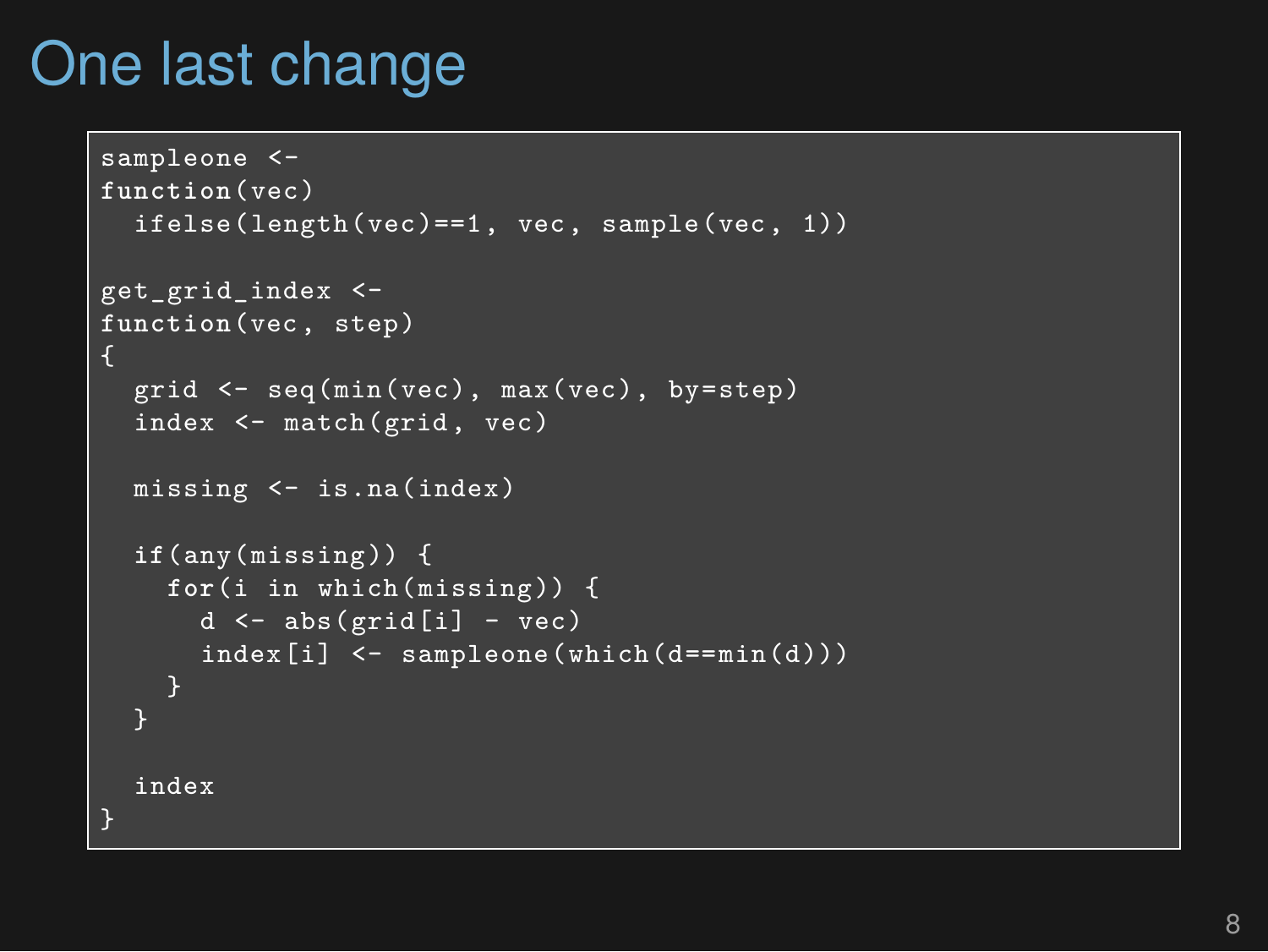# One last change

```
sampleone <-
function(vec)
  ifelse(length(vec)==1, vec, sample(vec, 1))

get_grid_index <-
function(vec, step)
{
  grid <- seq(min(vec), max(vec), by=step)
  index <- match(grid, vec)

  missing <- is.na(index)

  if(any(missing)) {
    for(i in which(missing)) {
      d <- abs(grid[i] - vec)
      index[i] <- sampleone(which(d==min(d)))
    }
  }

  index
}
```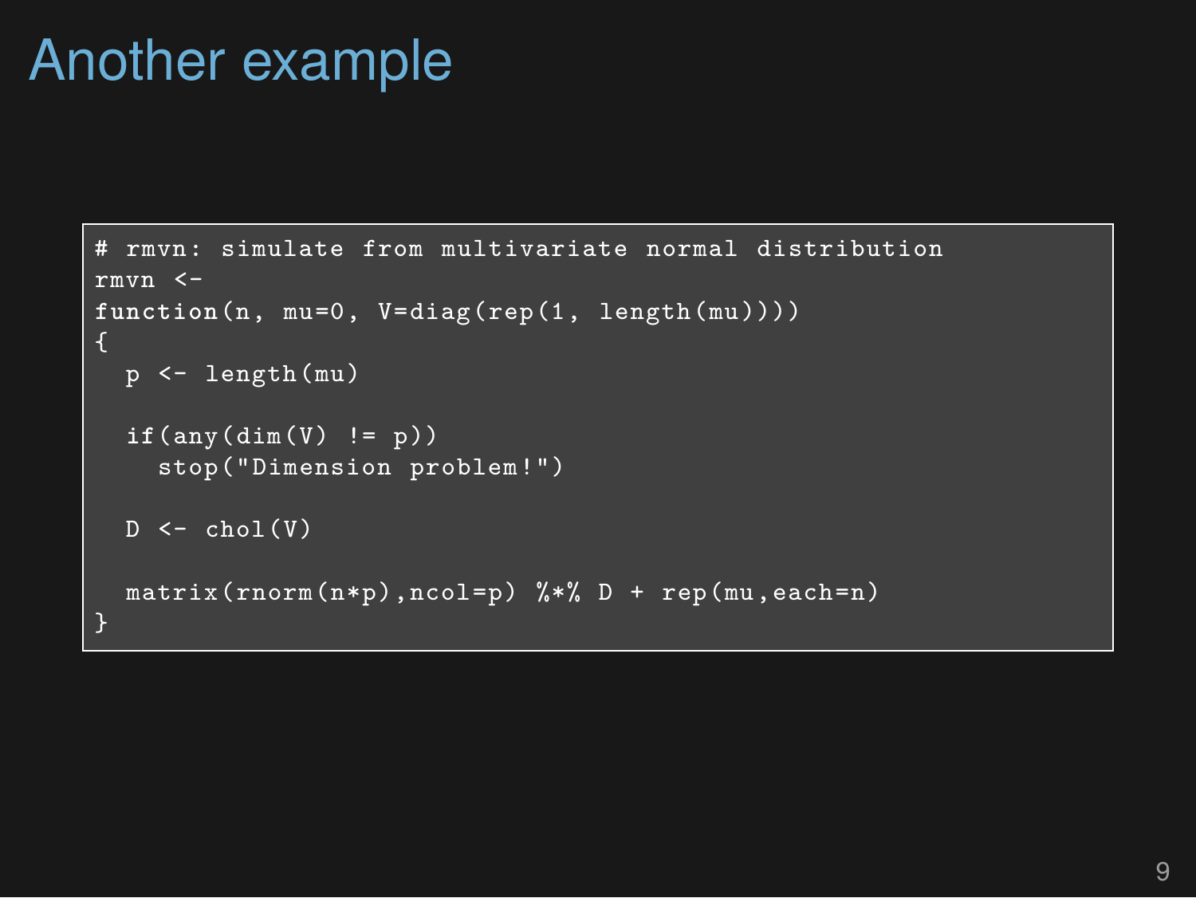# Another example

```r
# rmvn: simulate from multivariate normal distribution
rmvn <-
function(n, mu=0, V=diag(rep(1, length(mu))))
{
  p <- length(mu)

  if(any(dim(V) != p))
    stop("Dimension problem!")

  D <- chol(V)

  matrix(rnorm(n*p),ncol=p) %*% D + rep(mu,each=n)
}
```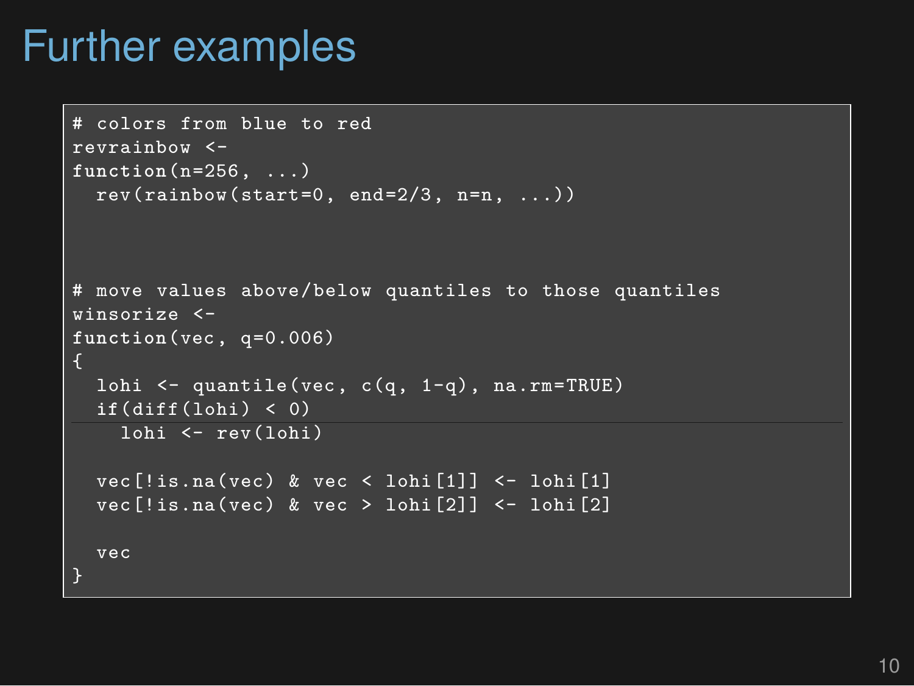# Further examples

```
# colors from blue to red
revrainbow <-
function(n=256, ...)
  rev(rainbow(start=0, end=2/3, n=n, ...))



# move values above/below quantiles to those quantiles
winsorize <-
function(vec, q=0.006)
{
  lohi <- quantile(vec, c(q, 1-q), na.rm=TRUE)
  if(diff(lohi) < 0)
    lohi <- rev(lohi)

  vec[!is.na(vec) & vec < lohi[1]] <- lohi[1]
  vec[!is.na(vec) & vec > lohi[2]] <- lohi[2]

  vec
}
```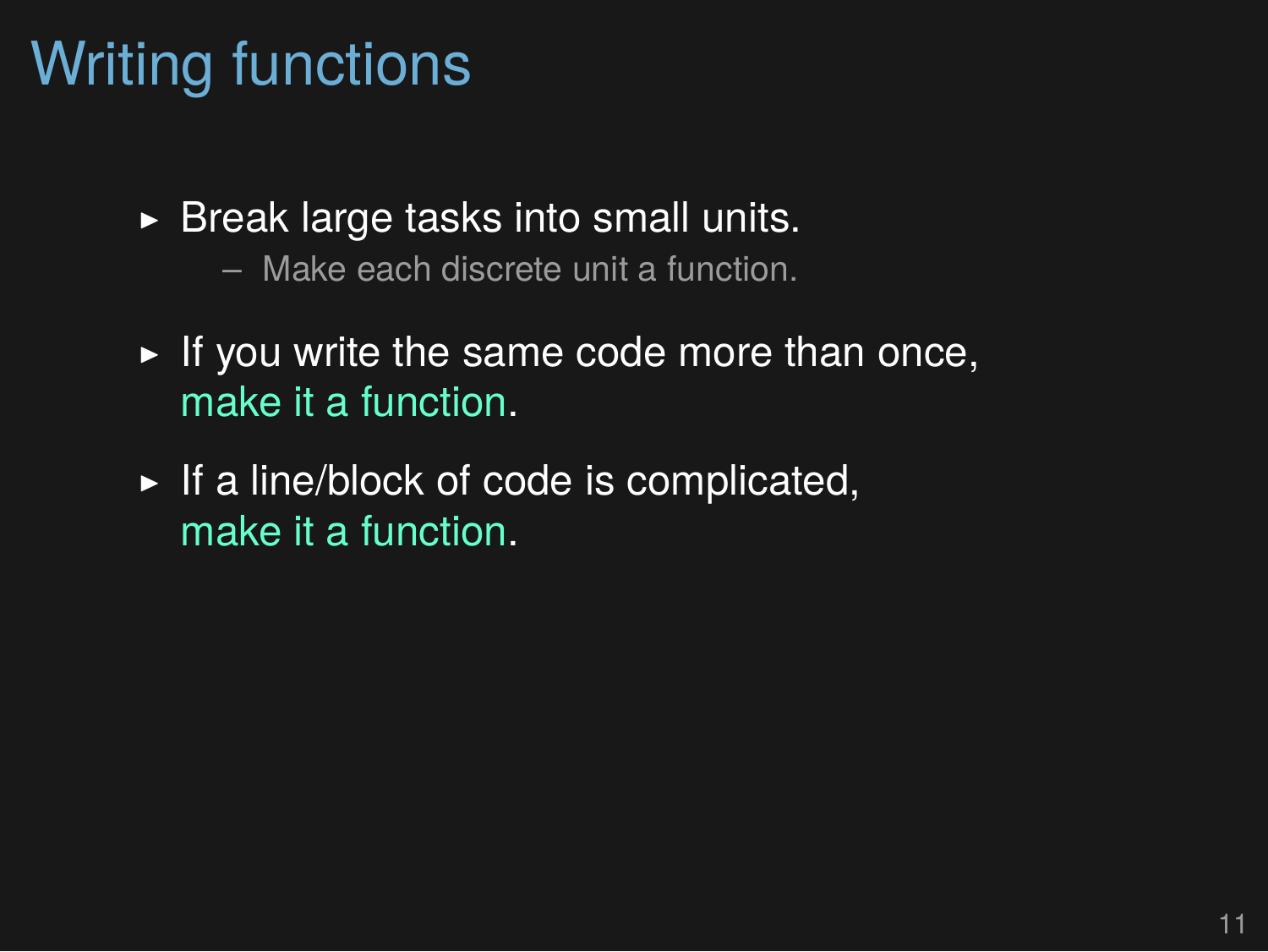# Writing functions

- Break large tasks into small units.
  - Make each discrete unit a function.
- If you write the same code more than once, make it a function.
- If a line/block of code is complicated, make it a function.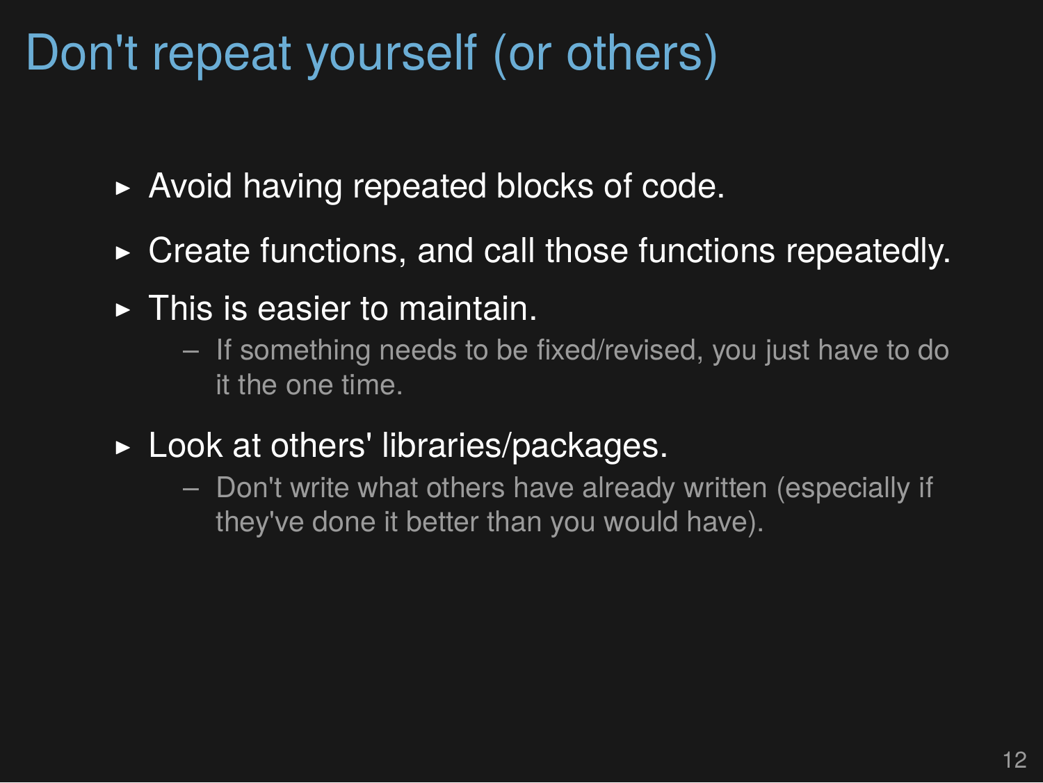# Don't repeat yourself (or others)

- Avoid having repeated blocks of code.
- Create functions, and call those functions repeatedly.
- This is easier to maintain.
  - If something needs to be fixed/revised, you just have to do it the one time.
- Look at others' libraries/packages.
  - Don't write what others have already written (especially if they've done it better than you would have).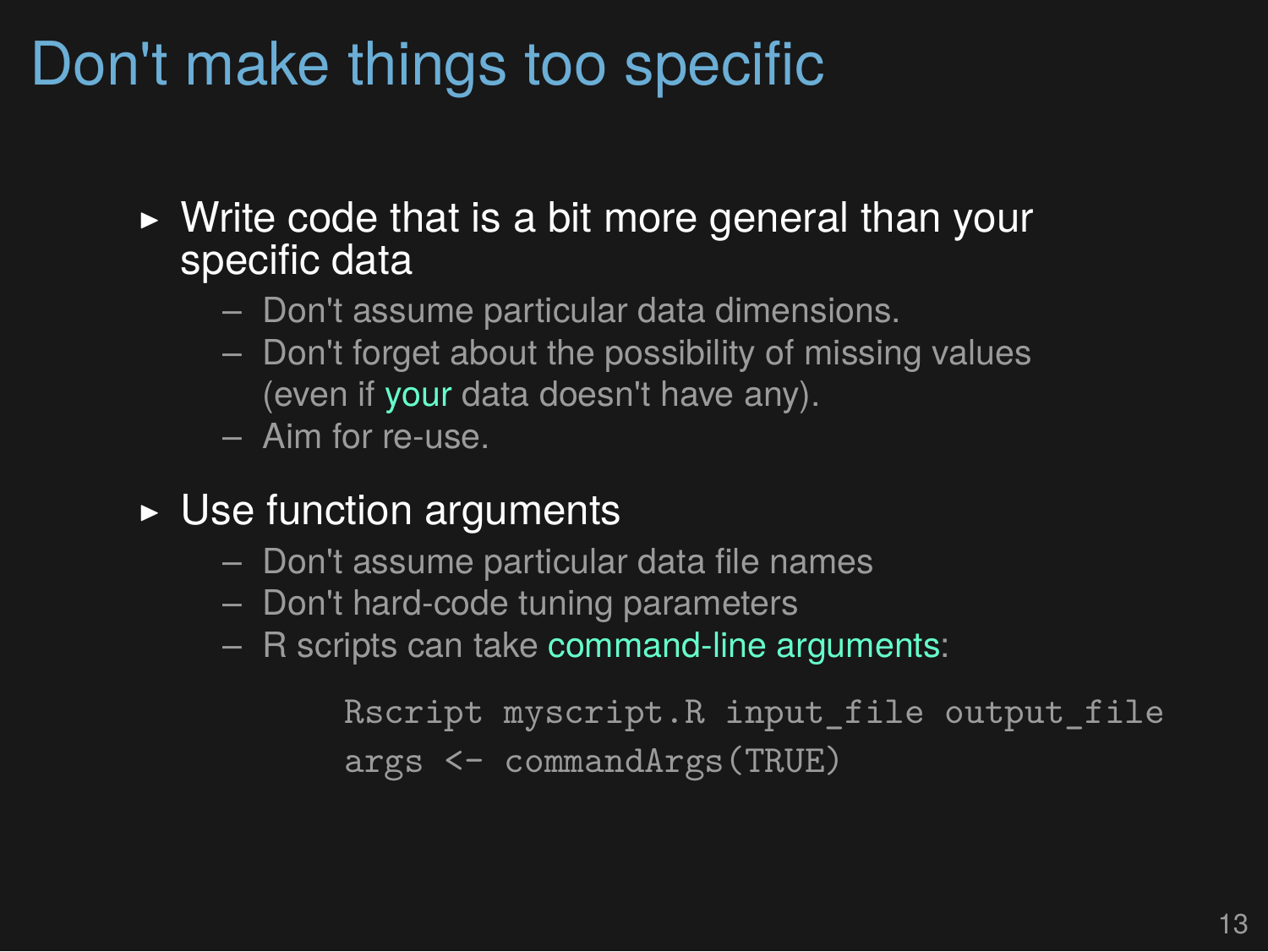# Don't make things too specific

- Write code that is a bit more general than your specific data
  - Don't assume particular data dimensions.
  - Don't forget about the possibility of missing values (even if your data doesn't have any).
  - Aim for re-use.
- Use function arguments
  - Don't assume particular data file names
  - Don't hard-code tuning parameters
  - R scripts can take command-line arguments:

```
Rscript myscript.R input_file output_file
args <- commandArgs(TRUE)
```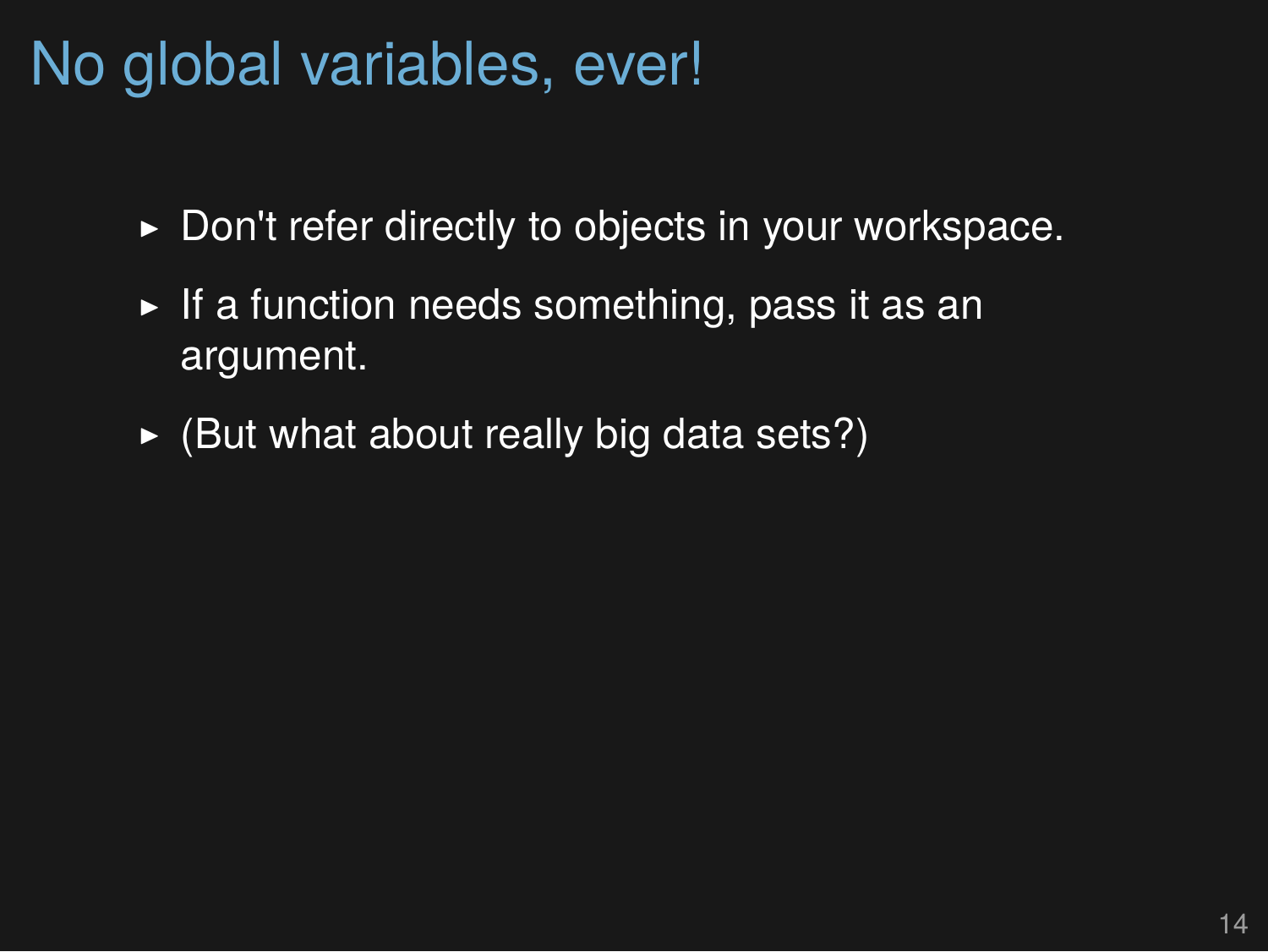# No global variables, ever!

- Don't refer directly to objects in your workspace.
- If a function needs something, pass it as an argument.
- (But what about really big data sets?)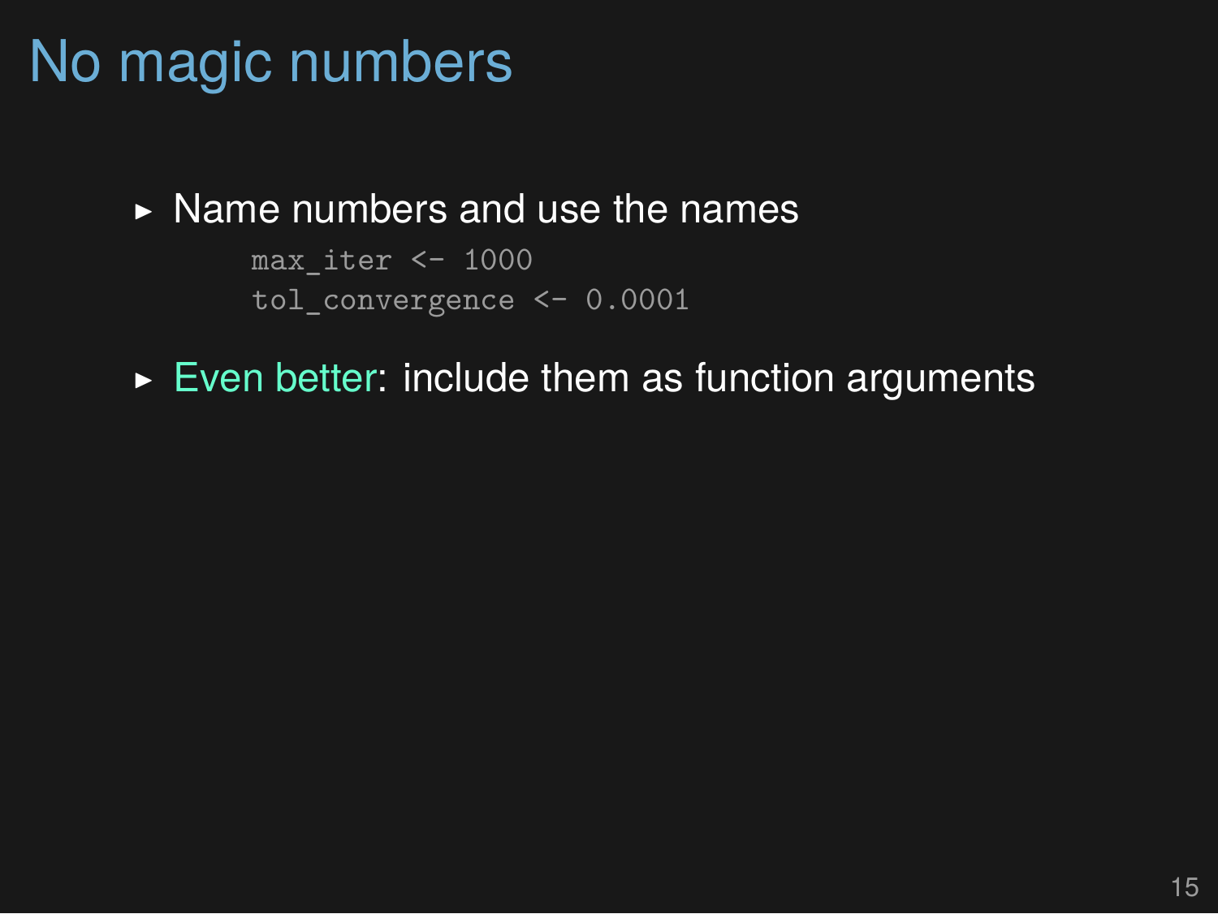# No magic numbers

- Name numbers and use the names

  ```
  max_iter <- 1000
  tol_convergence <- 0.0001
  ```

- Even better: include them as function arguments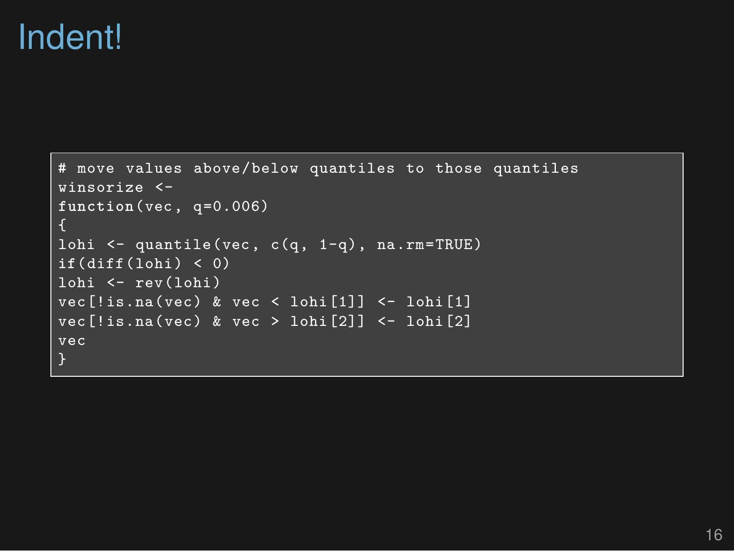# Indent!

```
# move values above/below quantiles to those quantiles
winsorize <-
function(vec, q=0.006)
{
lohi <- quantile(vec, c(q, 1-q), na.rm=TRUE)
if(diff(lohi) < 0)
lohi <- rev(lohi)
vec[!is.na(vec) & vec < lohi[1]] <- lohi[1]
vec[!is.na(vec) & vec > lohi[2]] <- lohi[2]
vec
}
```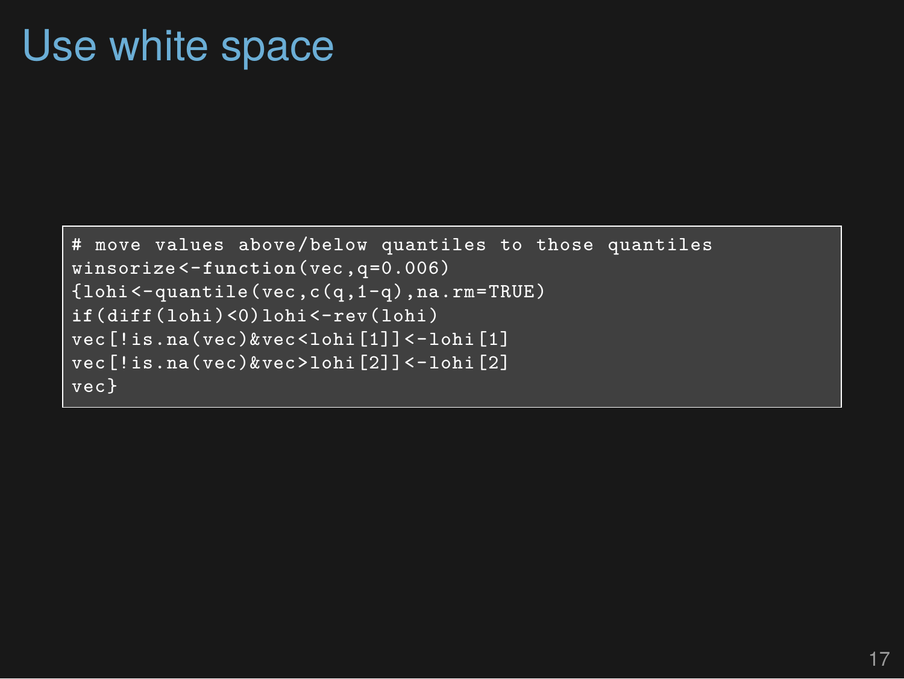# Use white space

```
# move values above/below quantiles to those quantiles
winsorize<-function(vec,q=0.006)
{lohi<-quantile(vec,c(q,1-q),na.rm=TRUE)
if(diff(lohi)<0)lohi<-rev(lohi)
vec[!is.na(vec)&vec<lohi[1]]<-lohi[1]
vec[!is.na(vec)&vec>lohi[2]]<-lohi[2]
vec}
```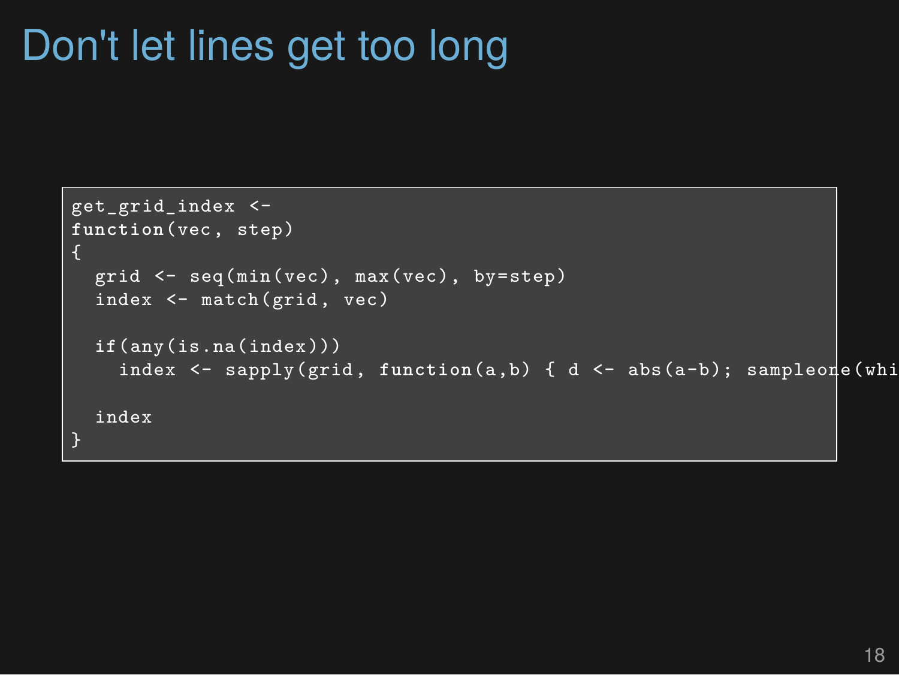# Don't let lines get too long

```
get_grid_index <-
function(vec, step)
{
  grid <- seq(min(vec), max(vec), by=step)
  index <- match(grid, vec)

  if(any(is.na(index)))
    index <- sapply(grid, function(a,b) { d <- abs(a-b); sampleone(whi

  index
}
```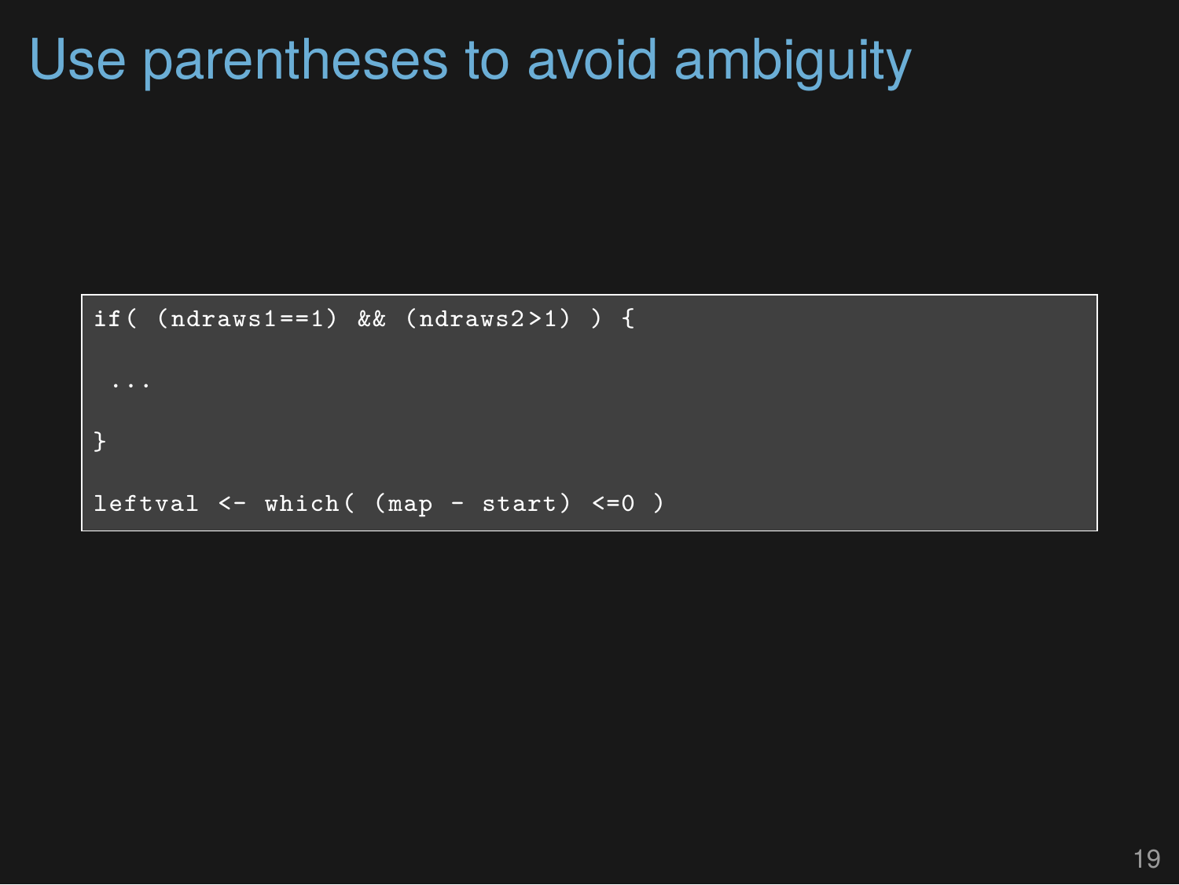# Use parentheses to avoid ambiguity

```
if( (ndraws1==1) && (ndraws2>1) ) {

 ...

}

leftval <- which( (map - start) <=0 )
```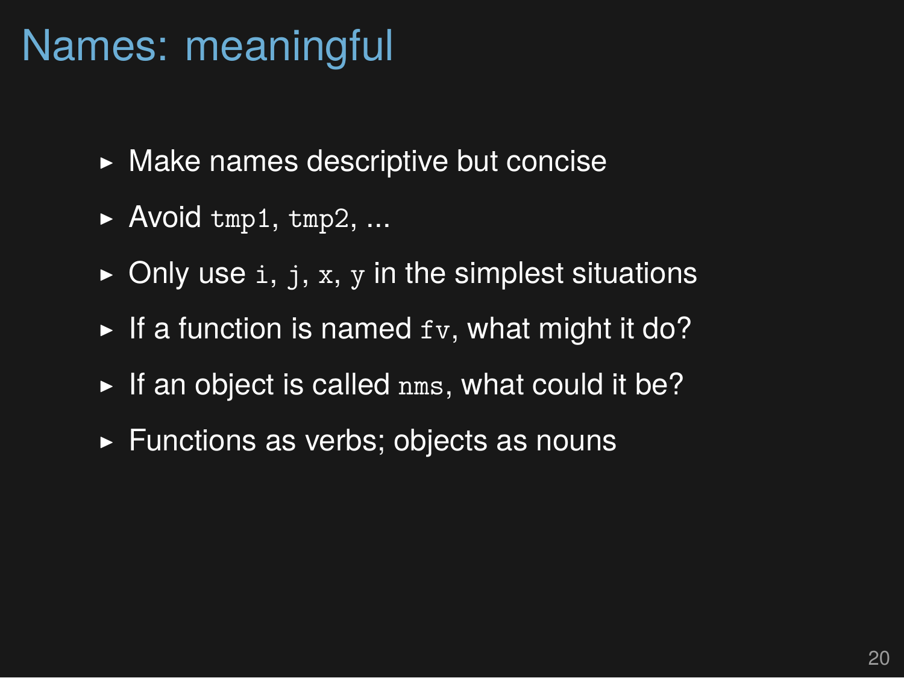# Names: meaningful

- Make names descriptive but concise
- Avoid `tmp1`, `tmp2`, ...
- Only use `i`, `j`, `x`, `y` in the simplest situations
- If a function is named `fv`, what might it do?
- If an object is called `nms`, what could it be?
- Functions as verbs; objects as nouns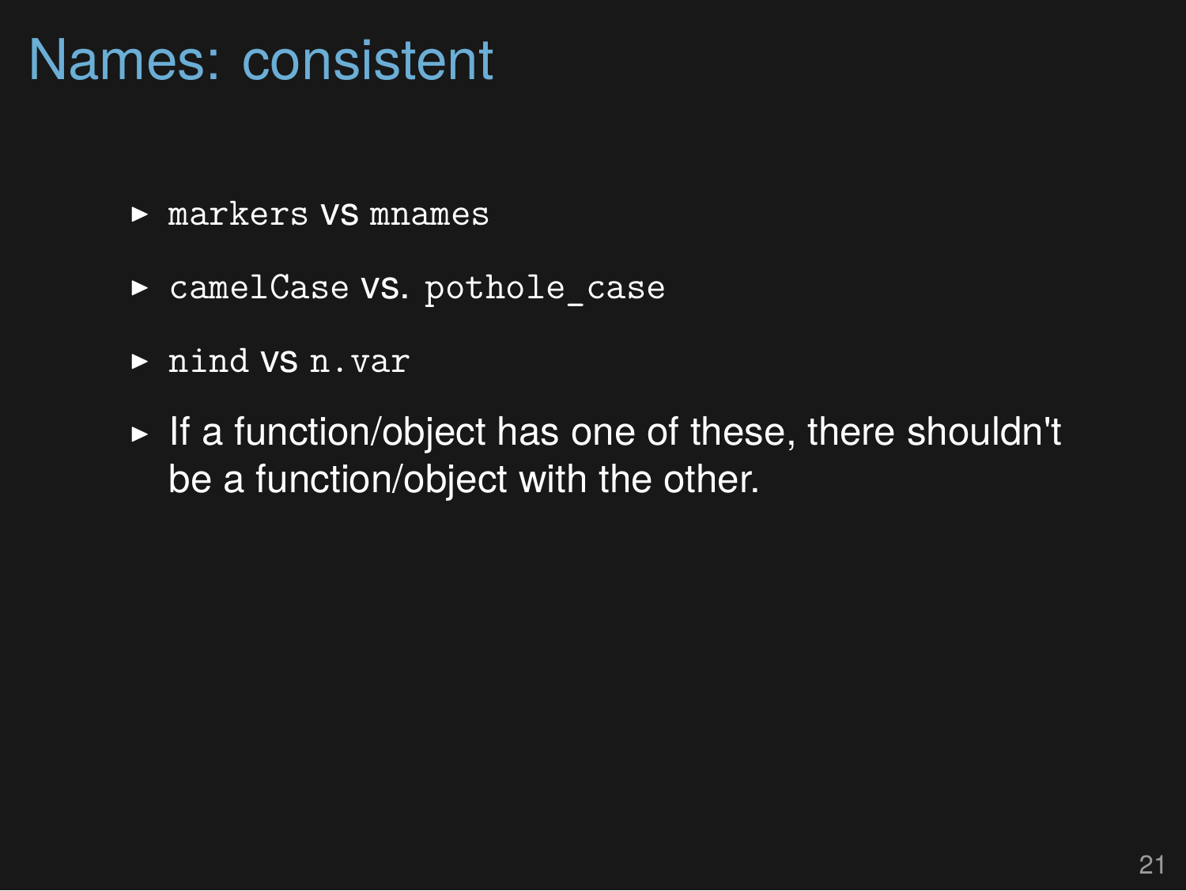# Names: consistent

- `markers` vs `mnames`
- `camelCase` vs. `pothole_case`
- `nind` vs `n.var`
- If a function/object has one of these, there shouldn't be a function/object with the other.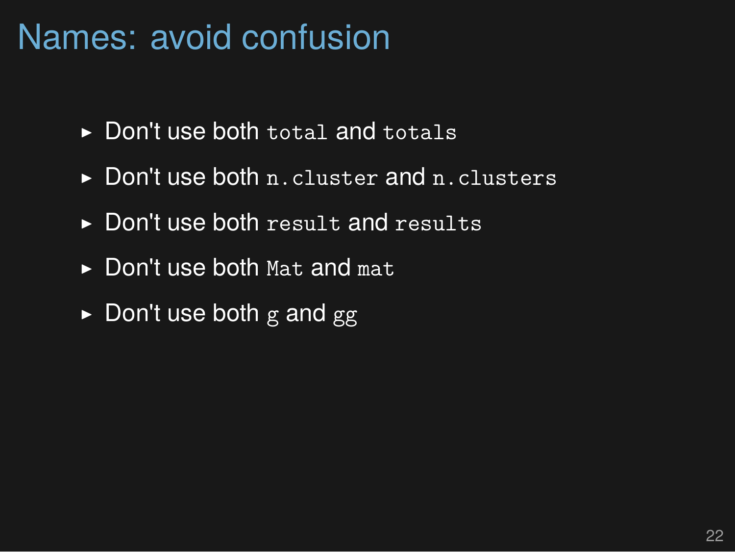# Names: avoid confusion

- Don't use both `total` and `totals`
- Don't use both `n.cluster` and `n.clusters`
- Don't use both `result` and `results`
- Don't use both `Mat` and `mat`
- Don't use both `g` and `gg`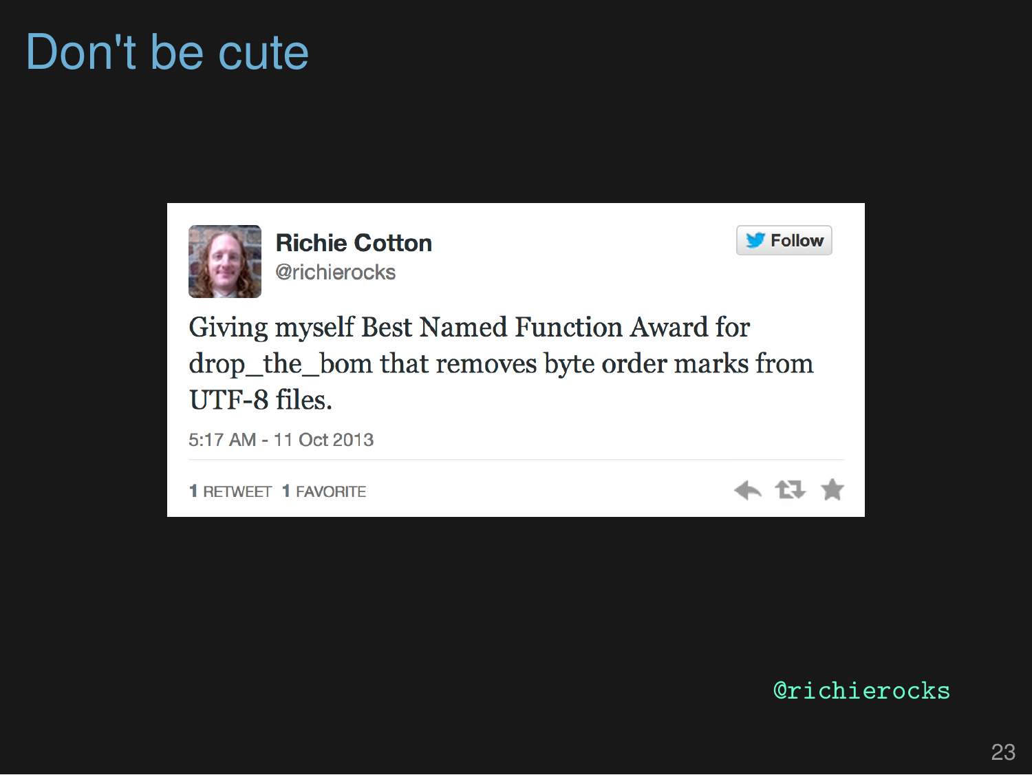# Don't be cute

**Richie Cotton**
@richierocks

Giving myself Best Named Function Award for drop_the_bom that removes byte order marks from UTF-8 files.

5:17 AM - 11 Oct 2013

1 RETWEET 1 FAVORITE

@richierocks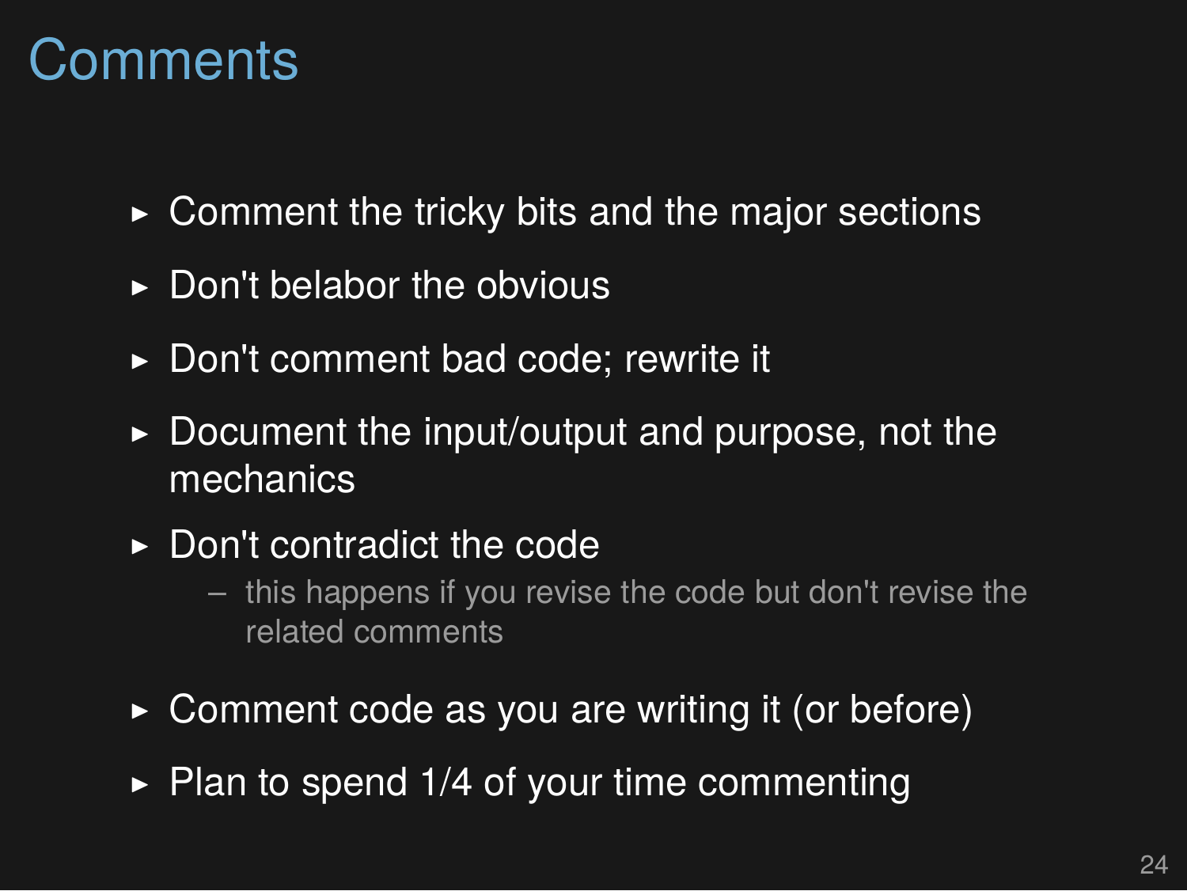# Comments

- Comment the tricky bits and the major sections
- Don't belabor the obvious
- Don't comment bad code; rewrite it
- Document the input/output and purpose, not the mechanics
- Don't contradict the code
  - this happens if you revise the code but don't revise the related comments
- Comment code as you are writing it (or before)
- Plan to spend 1/4 of your time commenting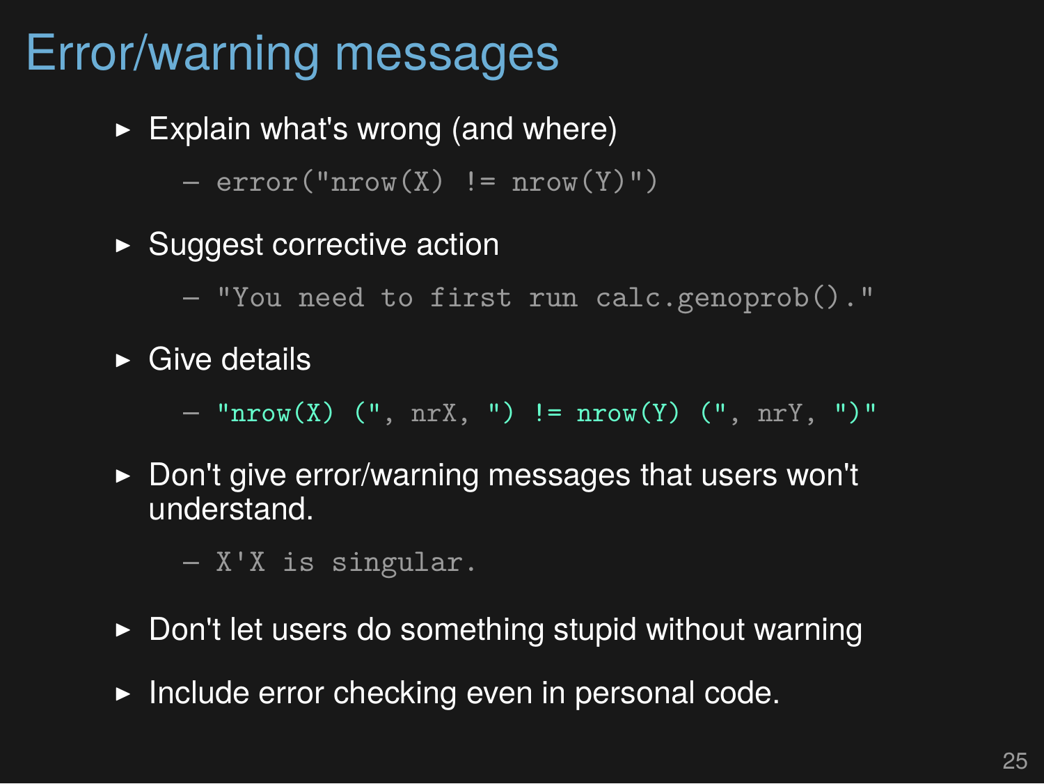# Error/warning messages

- Explain what's wrong (and where)
  - `error("nrow(X) != nrow(Y)")`
- Suggest corrective action
  - `"You need to first run calc.genoprob()."`
- Give details
  - `"nrow(X) (", nrX, ") != nrow(Y) (", nrY, ")"`
- Don't give error/warning messages that users won't understand.
  - `X'X is singular.`
- Don't let users do something stupid without warning
- Include error checking even in personal code.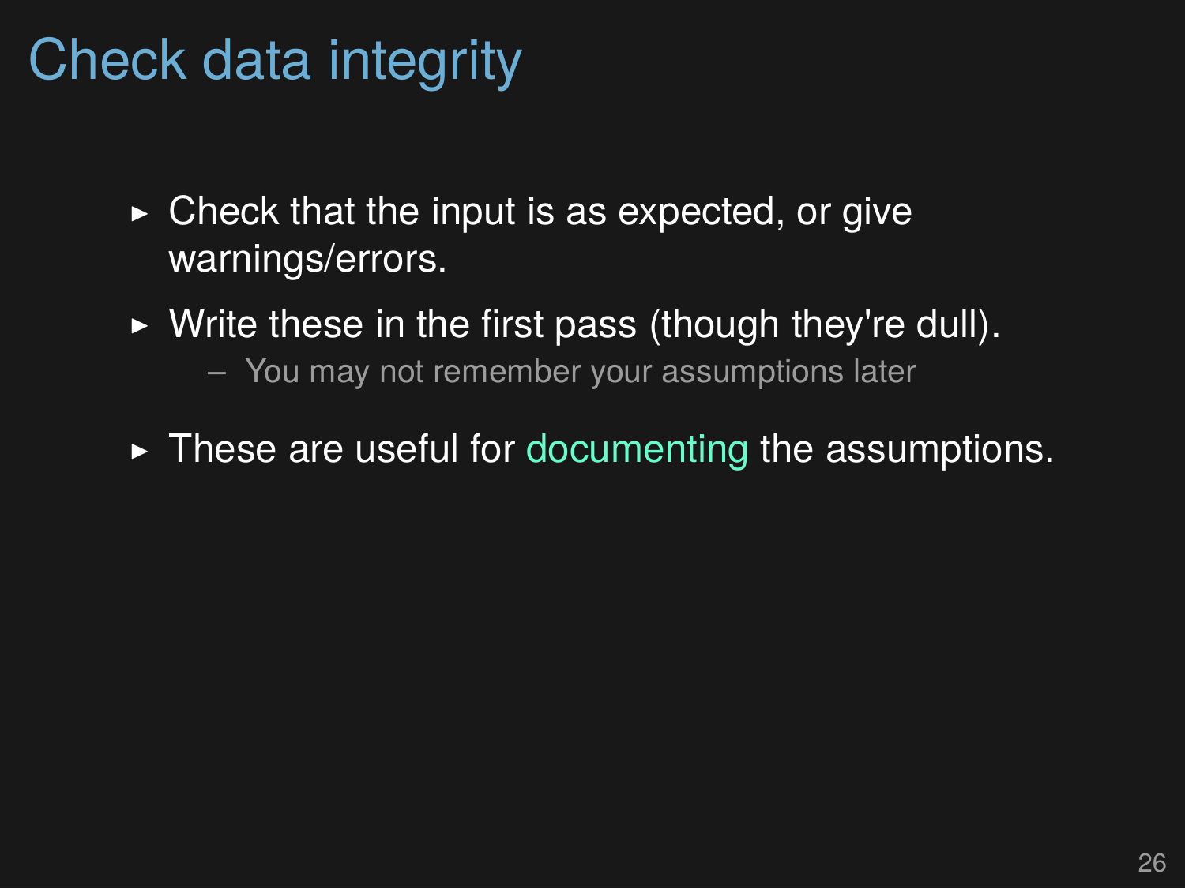# Check data integrity

- Check that the input is as expected, or give warnings/errors.
- Write these in the first pass (though they're dull).
  - You may not remember your assumptions later
- These are useful for documenting the assumptions.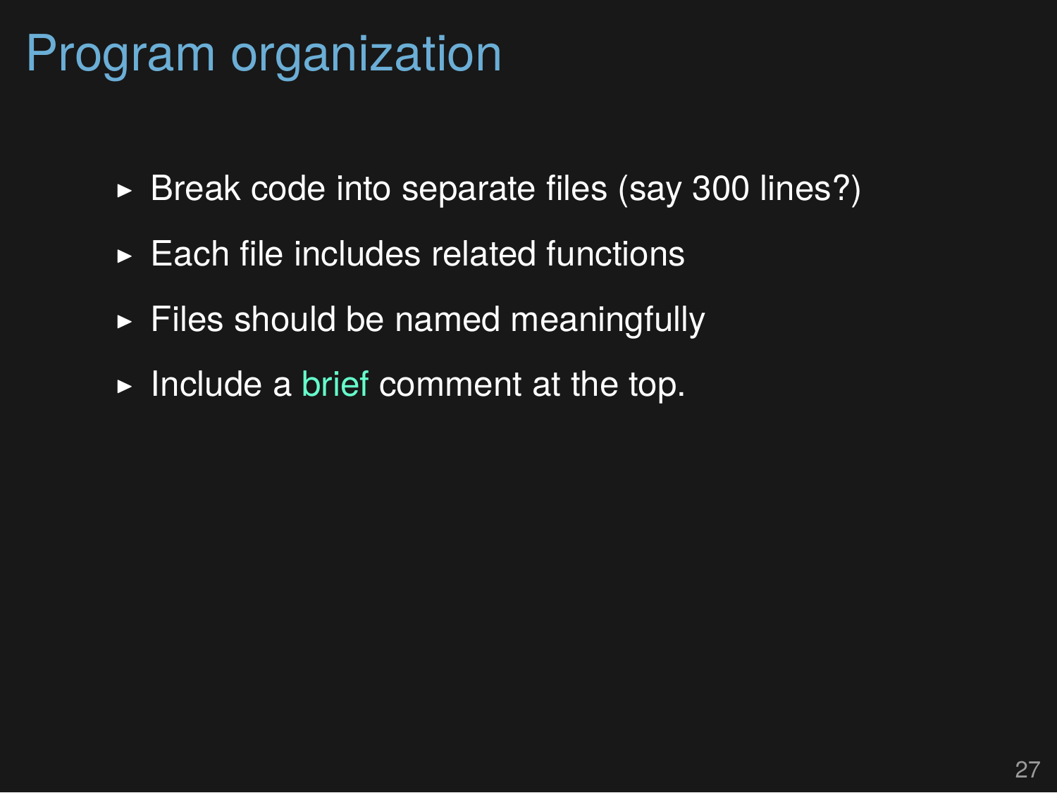# Program organization

- Break code into separate files (say 300 lines?)
- Each file includes related functions
- Files should be named meaningfully
- Include a brief comment at the top.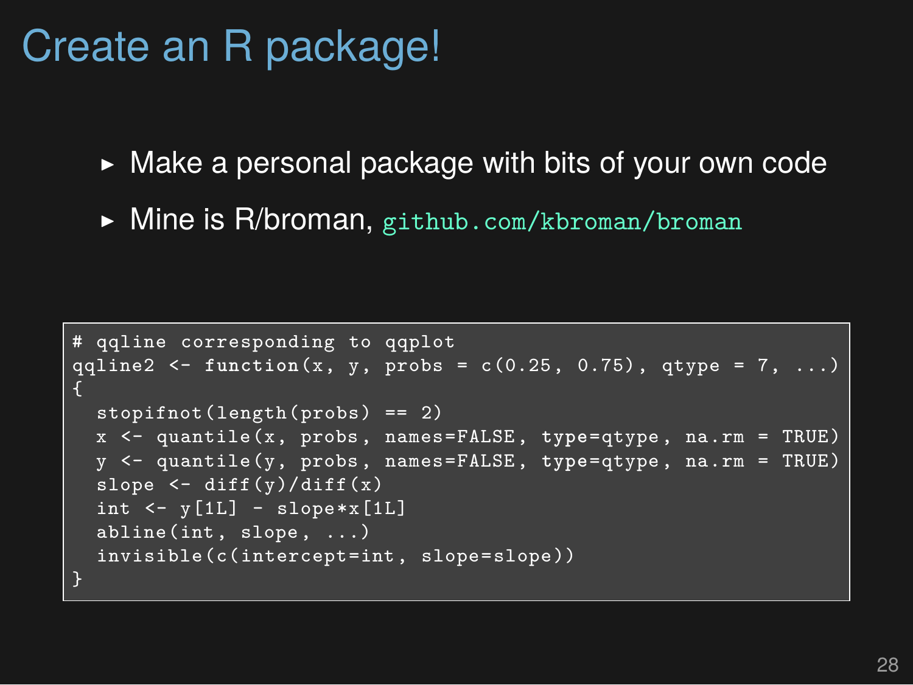# Create an R package!

- Make a personal package with bits of your own code
- Mine is R/broman, `github.com/kbroman/broman`

```
# qqline corresponding to qqplot
qqline2 <- function(x, y, probs = c(0.25, 0.75), qtype = 7, ...)
{
  stopifnot(length(probs) == 2)
  x <- quantile(x, probs, names=FALSE, type=qtype, na.rm = TRUE)
  y <- quantile(y, probs, names=FALSE, type=qtype, na.rm = TRUE)
  slope <- diff(y)/diff(x)
  int <- y[1L] - slope*x[1L]
  abline(int, slope, ...)
  invisible(c(intercept=int, slope=slope))
}
```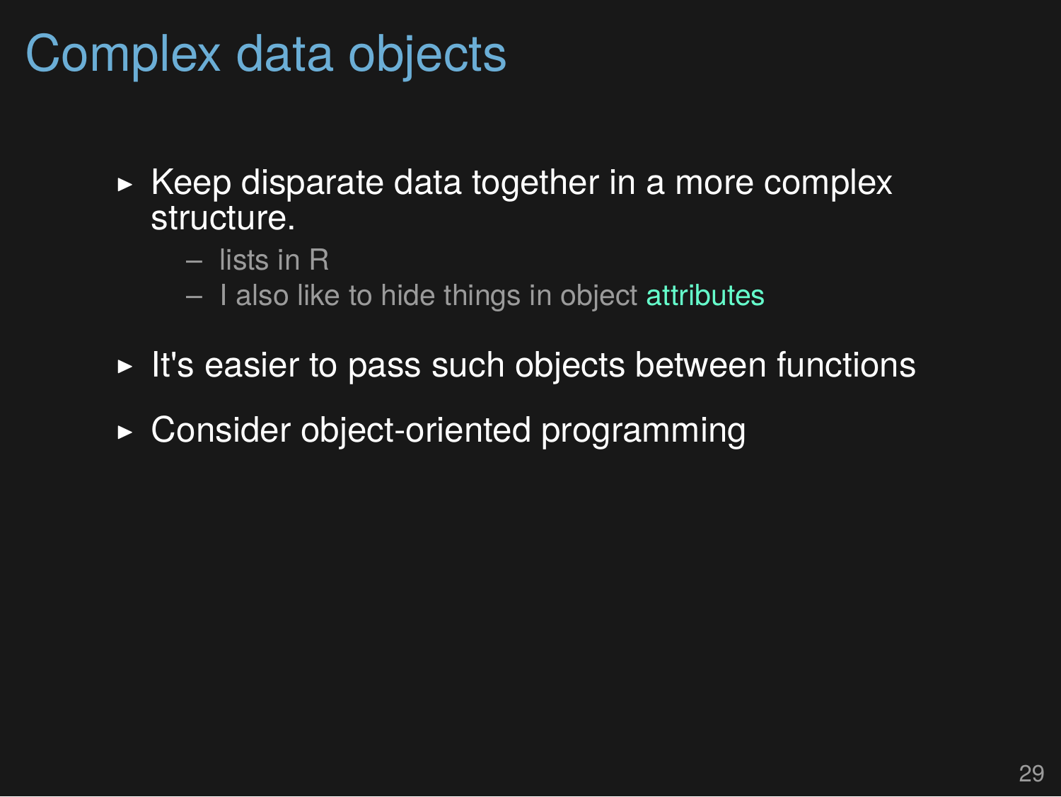# Complex data objects

- Keep disparate data together in a more complex structure.
  - lists in R
  - I also like to hide things in object attributes
- It's easier to pass such objects between functions
- Consider object-oriented programming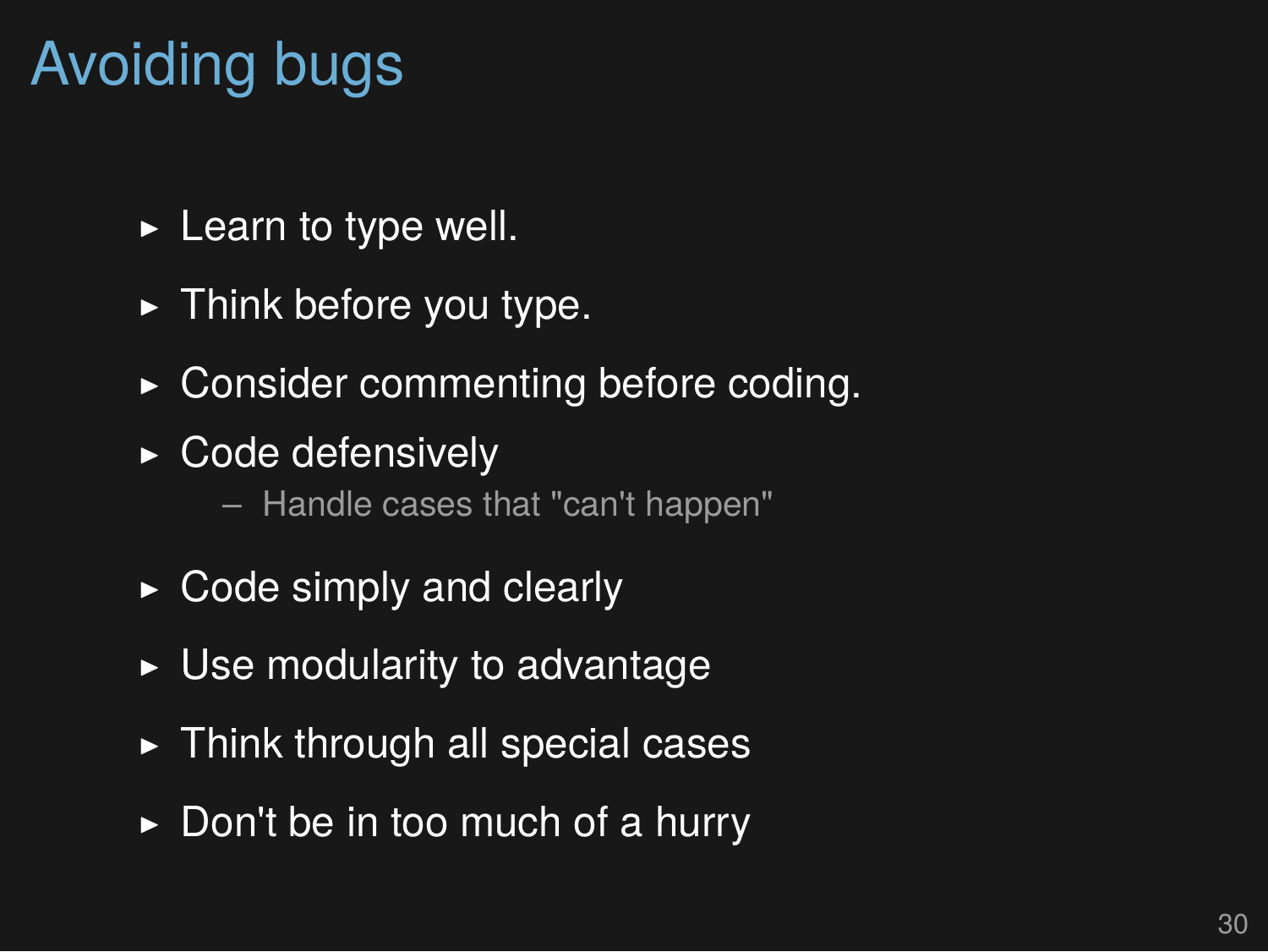# Avoiding bugs

- Learn to type well.
- Think before you type.
- Consider commenting before coding.
- Code defensively
  - Handle cases that "can't happen"
- Code simply and clearly
- Use modularity to advantage
- Think through all special cases
- Don't be in too much of a hurry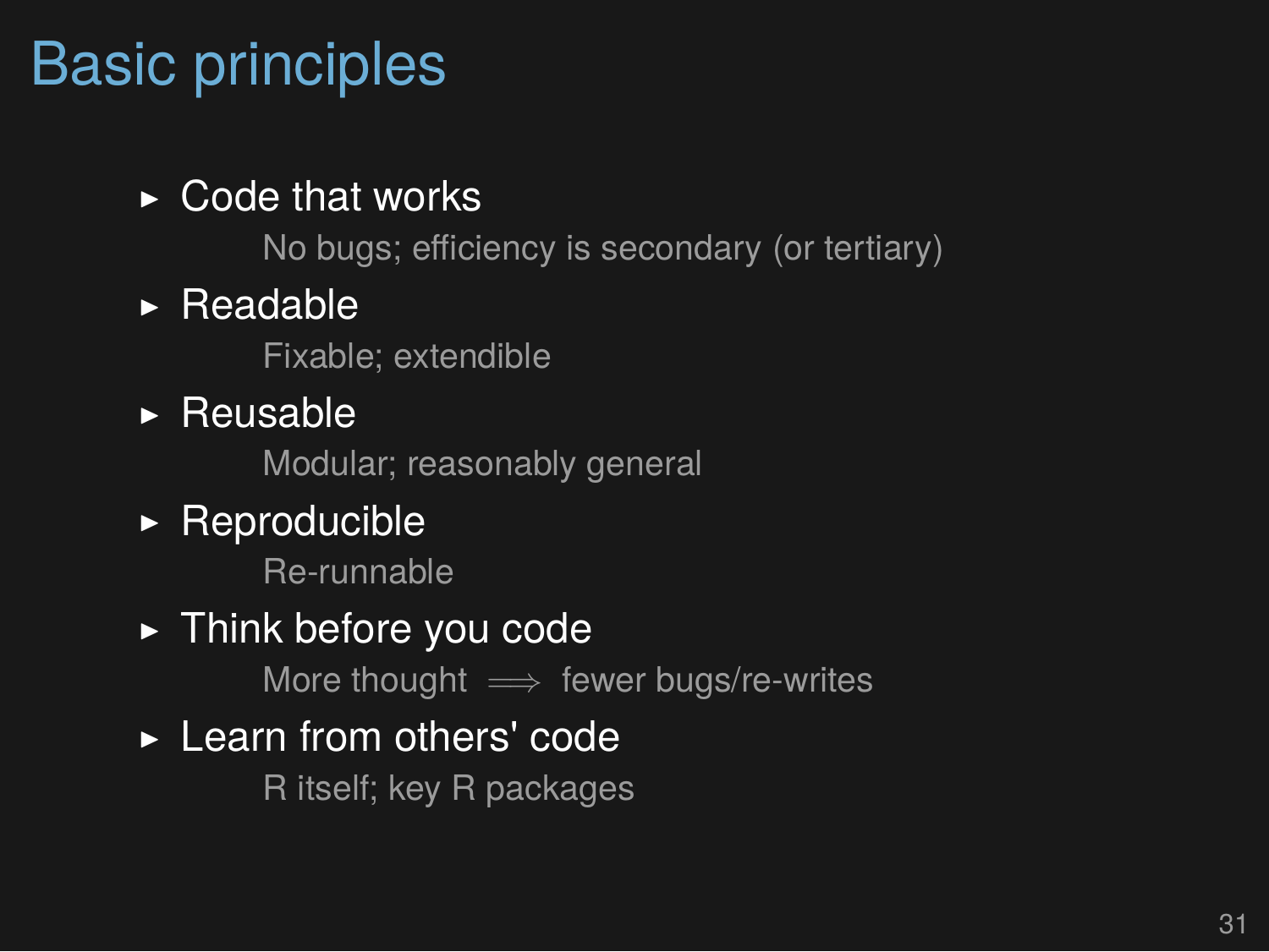# Basic principles

- Code that works

  No bugs; efficiency is secondary (or tertiary)

- Readable

  Fixable; extendible

- Reusable

  Modular; reasonably general

- Reproducible

  Re-runnable

- Think before you code

  More thought $\implies$ fewer bugs/re-writes

- Learn from others' code

  R itself; key R packages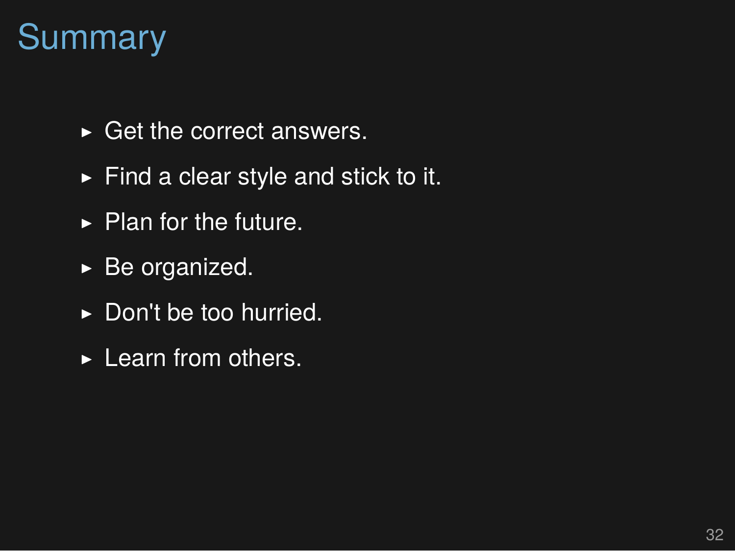# Summary

- Get the correct answers.
- Find a clear style and stick to it.
- Plan for the future.
- Be organized.
- Don't be too hurried.
- Learn from others.